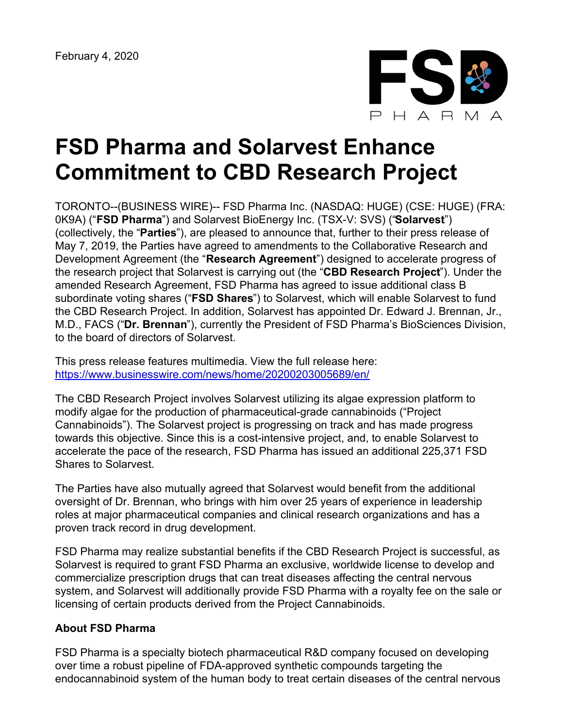February 4, 2020

# FSD Pharma and Solarvest Enhance Commitment to CBD Research Project

TORONTO--(BUSINESS WIRE)-- FSD Pharma Inc. (NASDAQ: HUGE) (CSE: HUGE) (FRA: 0K9A) ("**FSD Pharma**") and Solarvest BioEnergy Inc. (TSX-V: SVS) ("**Solarvest**") (collectively, the "**Parties**"), are pleased to announce that, further to their press release of May 7, 2019, the Parties have agreed to amendments to the Collaborative Research and Development Agreement (the "**Research Agreement**") designed to accelerate progress of the research project that Solarvest is carrying out (the "**CBD Research Project**"). Under the amended Research Agreement, FSD Pharma has agreed to issue additional class B subordinate voting shares ("**FSD Shares**") to Solarvest, which will enable Solarvest to fund the CBD Research Project. In addition, Solarvest has appointed Dr. Edward J. Brennan, Jr., M.D., FACS ("**Dr. Brennan**"), currently the President of FSD Pharma's BioSciences Division, to the board of directors of Solarvest.

This press release features multimedia. View the full release here: https://www.businesswire.com/news/home/20200203005689/en/

The CBD Research Project involves Solarvest utilizing its algae expression platform to modify algae for the production of pharmaceutical-grade cannabinoids ("Project Cannabinoids"). The Solarvest project is progressing on track and has made progress towards this objective. Since this is a cost-intensive project, and, to enable Solarvest to accelerate the pace of the research, FSD Pharma has issued an additional 225,371 FSD Shares to Solarvest.

The Parties have also mutually agreed that Solarvest would benefit from the additional oversight of Dr. Brennan, who brings with him over 25 years of experience in leadership roles at major pharmaceutical companies and clinical research organizations and has a proven track record in drug development.

FSD Pharma may realize substantial benefits if the CBD Research Project is successful, as Solarvest is required to grant FSD Pharma an exclusive, worldwide license to develop and commercialize prescription drugs that can treat diseases affecting the central nervous system, and Solarvest will additionally provide FSD Pharma with a royalty fee on the sale or licensing of certain products derived from the Project Cannabinoids.

**About FSD Pharma**

FSD Pharma is a specialty biotech pharmaceutical R&D company focused on developing over time a robust pipeline of FDA-approved synthetic compounds targeting the endocannabinoid system of the human body to treat certain diseases of the central nervous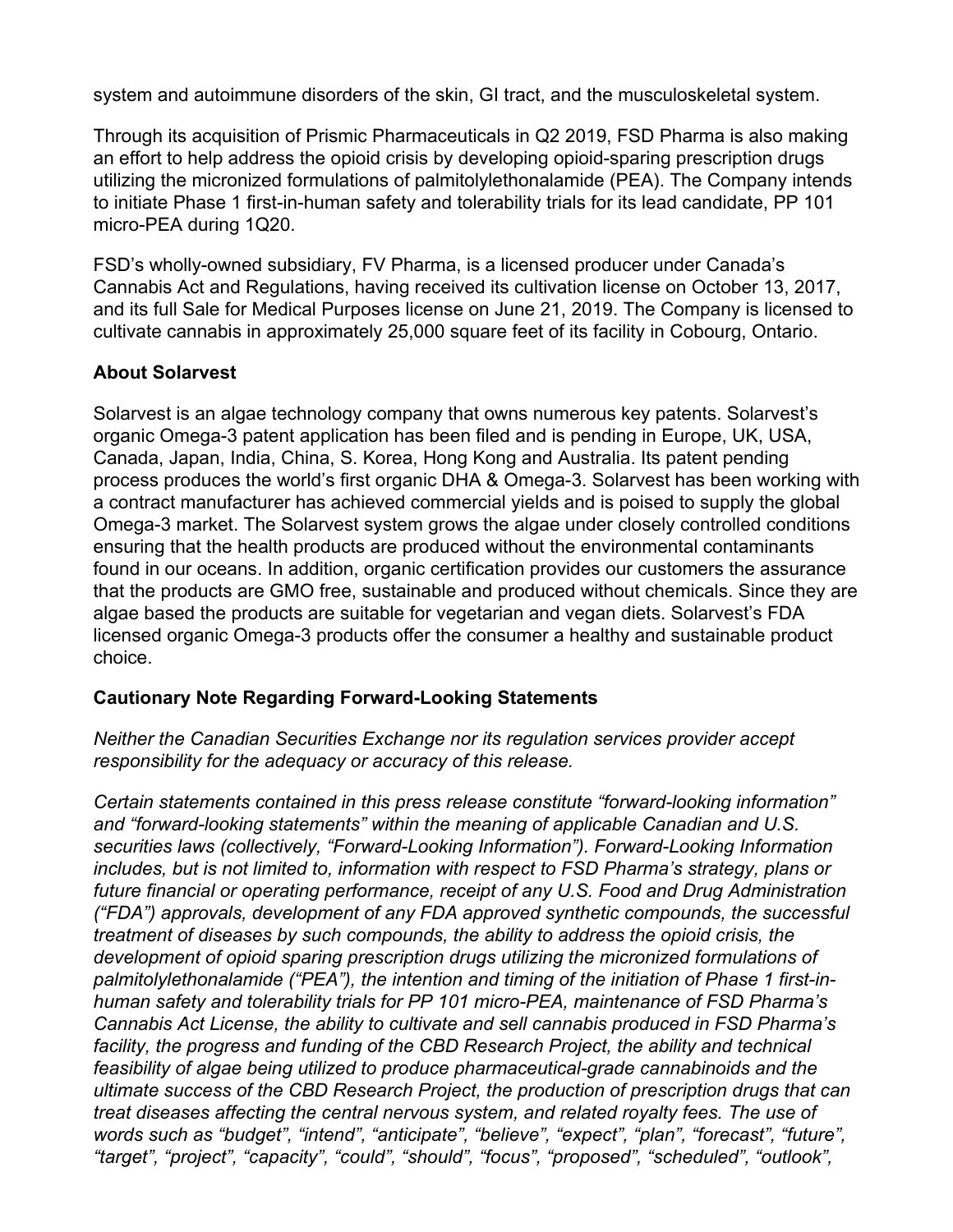system and autoimmune disorders of the skin, GI tract, and the musculoskeletal system.

Through its acquisition of Prismic Pharmaceuticals in Q2 2019, FSD Pharma is also making an effort to help address the opioid crisis by developing opioid-sparing prescription drugs utilizing the micronized formulations of palmitolylethonalamide (PEA). The Company intends to initiate Phase 1 first-in-human safety and tolerability trials for its lead candidate, PP 101 micro-PEA during 1Q20.

FSD's wholly-owned subsidiary, FV Pharma, is a licensed producer under Canada's Cannabis Act and Regulations, having received its cultivation license on October 13, 2017, and its full Sale for Medical Purposes license on June 21, 2019. The Company is licensed to cultivate cannabis in approximately 25,000 square feet of its facility in Cobourg, Ontario.

## About Solarvest

Solarvest is an algae technology company that owns numerous key patents. Solarvest's organic Omega-3 patent application has been filed and is pending in Europe, UK, USA, Canada, Japan, India, China, S. Korea, Hong Kong and Australia. Its patent pending process produces the world's first organic DHA & Omega-3. Solarvest has been working with a contract manufacturer has achieved commercial yields and is poised to supply the global Omega-3 market. The Solarvest system grows the algae under closely controlled conditions ensuring that the health products are produced without the environmental contaminants found in our oceans. In addition, organic certification provides our customers the assurance that the products are GMO free, sustainable and produced without chemicals. Since they are algae based the products are suitable for vegetarian and vegan diets. Solarvest's FDA licensed organic Omega-3 products offer the consumer a healthy and sustainable product choice.

## Cautionary Note Regarding Forward-Looking Statements

*Neither the Canadian Securities Exchange nor its regulation services provider accept responsibility for the adequacy or accuracy of this release.*

*Certain statements contained in this press release constitute "forward-looking information" and "forward-looking statements" within the meaning of applicable Canadian and U.S. securities laws (collectively, "Forward-Looking Information"). Forward-Looking Information includes, but is not limited to, information with respect to FSD Pharma's strategy, plans or future financial or operating performance, receipt of any U.S. Food and Drug Administration ("FDA") approvals, development of any FDA approved synthetic compounds, the successful treatment of diseases by such compounds, the ability to address the opioid crisis, the development of opioid sparing prescription drugs utilizing the micronized formulations of palmitolylethonalamide ("PEA"), the intention and timing of the initiation of Phase 1 first-in-human safety and tolerability trials for PP 101 micro-PEA, maintenance of FSD Pharma's Cannabis Act License, the ability to cultivate and sell cannabis produced in FSD Pharma's facility, the progress and funding of the CBD Research Project, the ability and technical feasibility of algae being utilized to produce pharmaceutical-grade cannabinoids and the ultimate success of the CBD Research Project, the production of prescription drugs that can treat diseases affecting the central nervous system, and related royalty fees. The use of words such as "budget", "intend", "anticipate", "believe", "expect", "plan", "forecast", "future", "target", "project", "capacity", "could", "should", "focus", "proposed", "scheduled", "outlook",*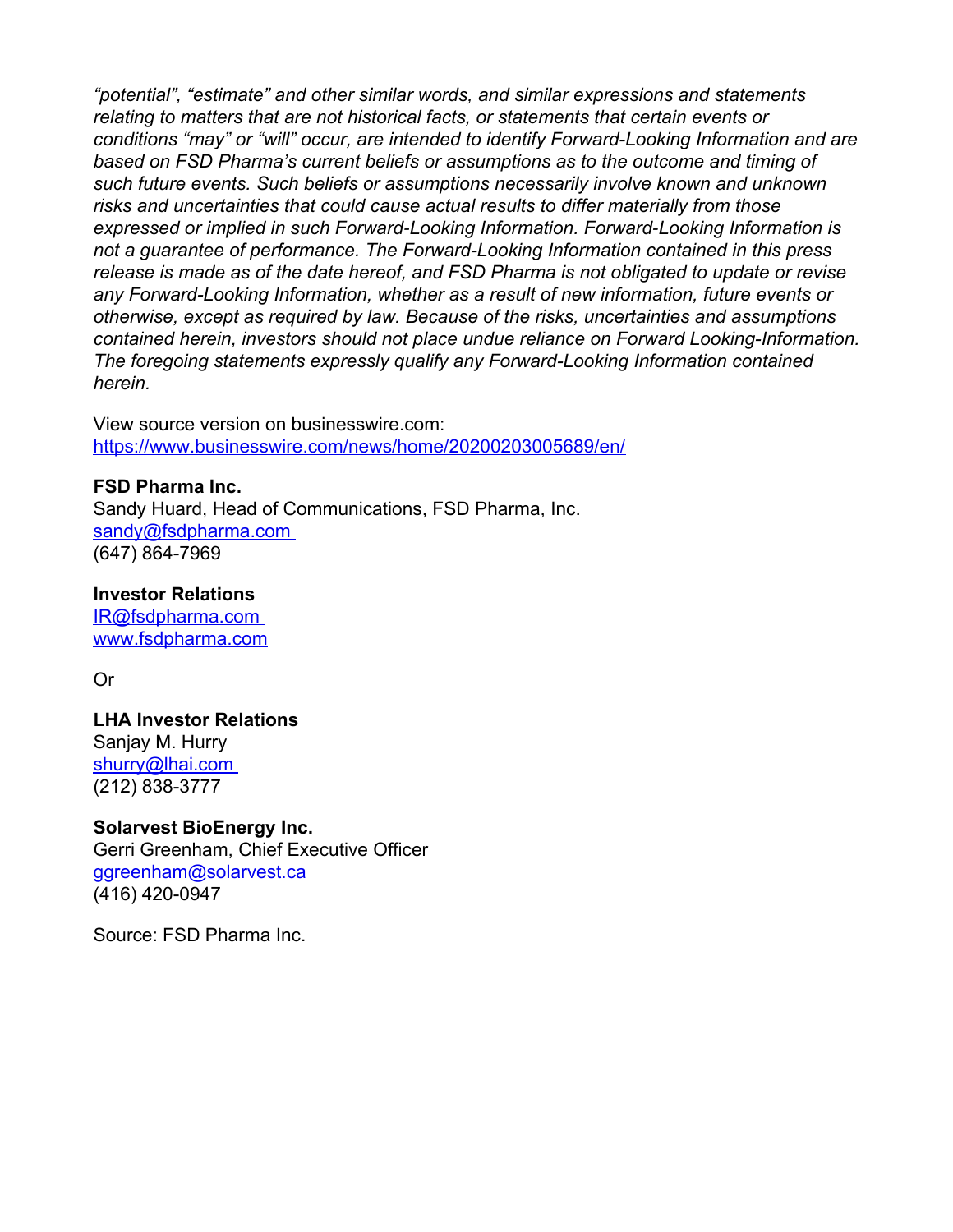*"potential", "estimate" and other similar words, and similar expressions and statements relating to matters that are not historical facts, or statements that certain events or conditions "may" or "will" occur, are intended to identify Forward-Looking Information and are based on FSD Pharma's current beliefs or assumptions as to the outcome and timing of such future events. Such beliefs or assumptions necessarily involve known and unknown risks and uncertainties that could cause actual results to differ materially from those expressed or implied in such Forward-Looking Information. Forward-Looking Information is not a guarantee of performance. The Forward-Looking Information contained in this press release is made as of the date hereof, and FSD Pharma is not obligated to update or revise any Forward-Looking Information, whether as a result of new information, future events or otherwise, except as required by law. Because of the risks, uncertainties and assumptions contained herein, investors should not place undue reliance on Forward Looking-Information. The foregoing statements expressly qualify any Forward-Looking Information contained herein.*

View source version on businesswire.com:
https://www.businesswire.com/news/home/20200203005689/en/

**FSD Pharma Inc.**
Sandy Huard, Head of Communications, FSD Pharma, Inc.
sandy@fsdpharma.com
(647) 864-7969

**Investor Relations**
IR@fsdpharma.com
www.fsdpharma.com

Or

**LHA Investor Relations**
Sanjay M. Hurry
shurry@lhai.com
(212) 838-3777

**Solarvest BioEnergy Inc.**
Gerri Greenham, Chief Executive Officer
ggreenham@solarvest.ca
(416) 420-0947

Source: FSD Pharma Inc.